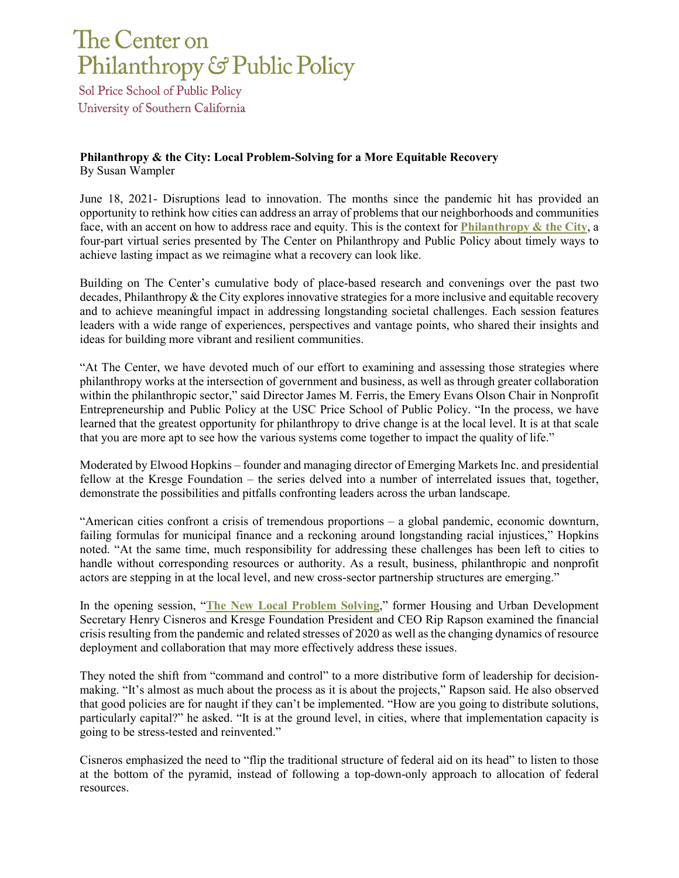# The Center on Philanthropy & Public Policy

Sol Price School of Public Policy
University of Southern California

**Philanthropy & the City: Local Problem-Solving for a More Equitable Recovery**
By Susan Wampler

June 18, 2021- Disruptions lead to innovation. The months since the pandemic hit has provided an opportunity to rethink how cities can address an array of problems that our neighborhoods and communities face, with an accent on how to address race and equity. This is the context for **Philanthropy & the City**, a four-part virtual series presented by The Center on Philanthropy and Public Policy about timely ways to achieve lasting impact as we reimagine what a recovery can look like.

Building on The Center's cumulative body of place-based research and convenings over the past two decades, Philanthropy & the City explores innovative strategies for a more inclusive and equitable recovery and to achieve meaningful impact in addressing longstanding societal challenges. Each session features leaders with a wide range of experiences, perspectives and vantage points, who shared their insights and ideas for building more vibrant and resilient communities.

"At The Center, we have devoted much of our effort to examining and assessing those strategies where philanthropy works at the intersection of government and business, as well as through greater collaboration within the philanthropic sector," said Director James M. Ferris, the Emery Evans Olson Chair in Nonprofit Entrepreneurship and Public Policy at the USC Price School of Public Policy. "In the process, we have learned that the greatest opportunity for philanthropy to drive change is at the local level. It is at that scale that you are more apt to see how the various systems come together to impact the quality of life."

Moderated by Elwood Hopkins – founder and managing director of Emerging Markets Inc. and presidential fellow at the Kresge Foundation – the series delved into a number of interrelated issues that, together, demonstrate the possibilities and pitfalls confronting leaders across the urban landscape.

"American cities confront a crisis of tremendous proportions – a global pandemic, economic downturn, failing formulas for municipal finance and a reckoning around longstanding racial injustices," Hopkins noted. "At the same time, much responsibility for addressing these challenges has been left to cities to handle without corresponding resources or authority. As a result, business, philanthropic and nonprofit actors are stepping in at the local level, and new cross-sector partnership structures are emerging."

In the opening session, "**The New Local Problem Solving**," former Housing and Urban Development Secretary Henry Cisneros and Kresge Foundation President and CEO Rip Rapson examined the financial crisis resulting from the pandemic and related stresses of 2020 as well as the changing dynamics of resource deployment and collaboration that may more effectively address these issues.

They noted the shift from "command and control" to a more distributive form of leadership for decision-making. "It's almost as much about the process as it is about the projects," Rapson said. He also observed that good policies are for naught if they can't be implemented. "How are you going to distribute solutions, particularly capital?" he asked. "It is at the ground level, in cities, where that implementation capacity is going to be stress-tested and reinvented."

Cisneros emphasized the need to "flip the traditional structure of federal aid on its head" to listen to those at the bottom of the pyramid, instead of following a top-down-only approach to allocation of federal resources.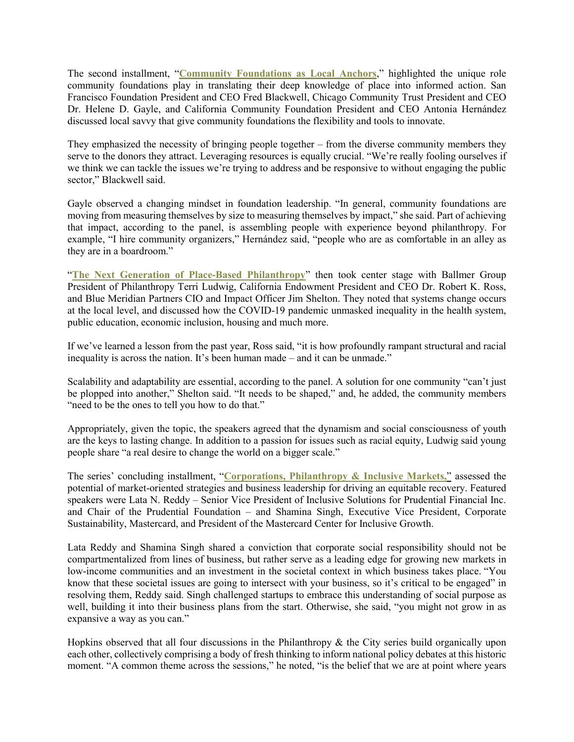The second installment, "**Community Foundations as Local Anchors**," highlighted the unique role community foundations play in translating their deep knowledge of place into informed action. San Francisco Foundation President and CEO Fred Blackwell, Chicago Community Trust President and CEO Dr. Helene D. Gayle, and California Community Foundation President and CEO Antonia Hernández discussed local savvy that give community foundations the flexibility and tools to innovate.

They emphasized the necessity of bringing people together – from the diverse community members they serve to the donors they attract. Leveraging resources is equally crucial. "We're really fooling ourselves if we think we can tackle the issues we're trying to address and be responsive to without engaging the public sector," Blackwell said.

Gayle observed a changing mindset in foundation leadership. "In general, community foundations are moving from measuring themselves by size to measuring themselves by impact," she said. Part of achieving that impact, according to the panel, is assembling people with experience beyond philanthropy. For example, "I hire community organizers," Hernández said, "people who are as comfortable in an alley as they are in a boardroom."

"**The Next Generation of Place-Based Philanthropy**" then took center stage with Ballmer Group President of Philanthropy Terri Ludwig, California Endowment President and CEO Dr. Robert K. Ross, and Blue Meridian Partners CIO and Impact Officer Jim Shelton. They noted that systems change occurs at the local level, and discussed how the COVID-19 pandemic unmasked inequality in the health system, public education, economic inclusion, housing and much more.

If we've learned a lesson from the past year, Ross said, "it is how profoundly rampant structural and racial inequality is across the nation. It's been human made – and it can be unmade."

Scalability and adaptability are essential, according to the panel. A solution for one community "can't just be plopped into another," Shelton said. "It needs to be shaped," and, he added, the community members "need to be the ones to tell you how to do that."

Appropriately, given the topic, the speakers agreed that the dynamism and social consciousness of youth are the keys to lasting change. In addition to a passion for issues such as racial equity, Ludwig said young people share "a real desire to change the world on a bigger scale."

The series' concluding installment, "**Corporations, Philanthropy & Inclusive Markets,**" assessed the potential of market-oriented strategies and business leadership for driving an equitable recovery. Featured speakers were Lata N. Reddy – Senior Vice President of Inclusive Solutions for Prudential Financial Inc. and Chair of the Prudential Foundation – and Shamina Singh, Executive Vice President, Corporate Sustainability, Mastercard, and President of the Mastercard Center for Inclusive Growth.

Lata Reddy and Shamina Singh shared a conviction that corporate social responsibility should not be compartmentalized from lines of business, but rather serve as a leading edge for growing new markets in low-income communities and an investment in the societal context in which business takes place. "You know that these societal issues are going to intersect with your business, so it's critical to be engaged" in resolving them, Reddy said. Singh challenged startups to embrace this understanding of social purpose as well, building it into their business plans from the start. Otherwise, she said, "you might not grow in as expansive a way as you can."

Hopkins observed that all four discussions in the Philanthropy & the City series build organically upon each other, collectively comprising a body of fresh thinking to inform national policy debates at this historic moment. "A common theme across the sessions," he noted, "is the belief that we are at point where years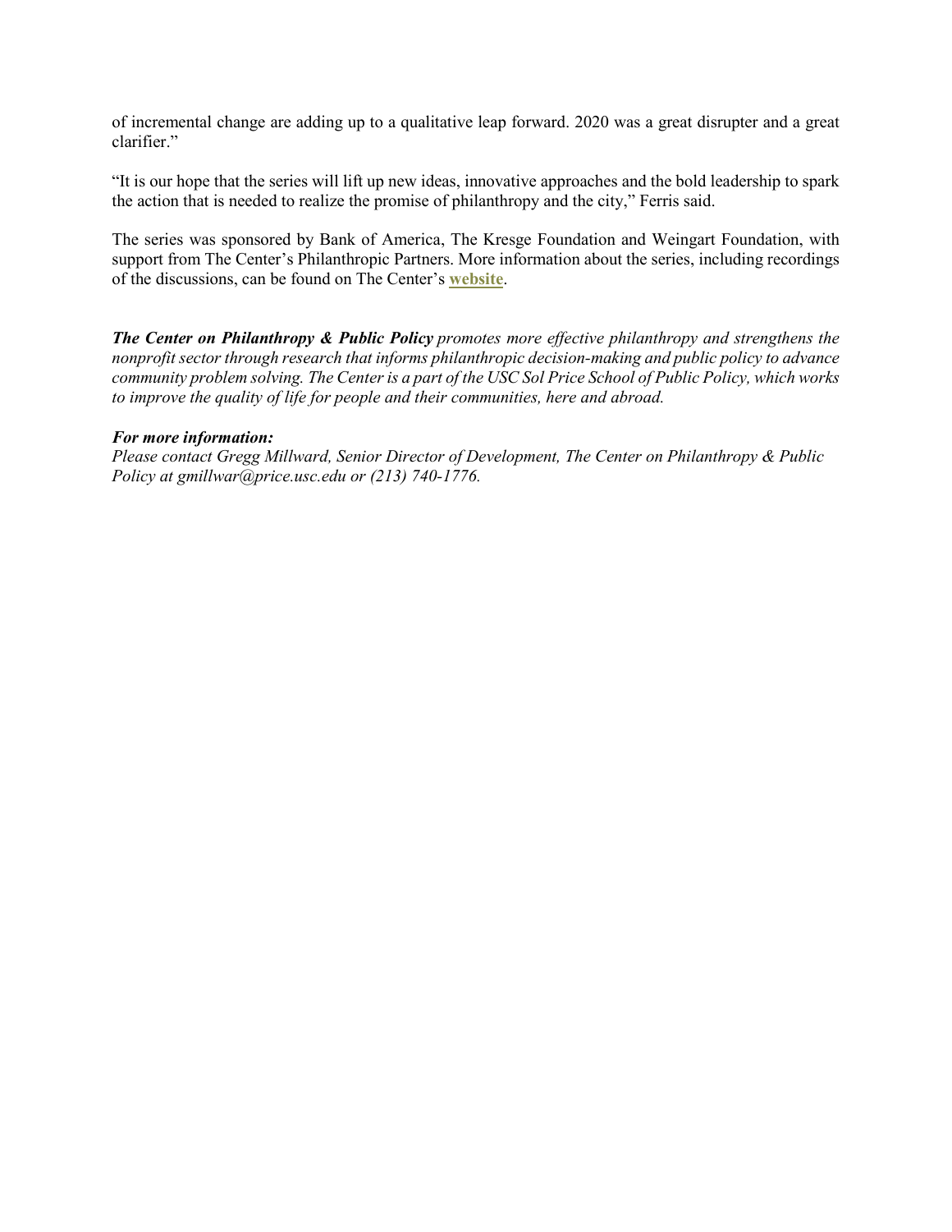of incremental change are adding up to a qualitative leap forward. 2020 was a great disrupter and a great clarifier."

"It is our hope that the series will lift up new ideas, innovative approaches and the bold leadership to spark the action that is needed to realize the promise of philanthropy and the city," Ferris said.

The series was sponsored by Bank of America, The Kresge Foundation and Weingart Foundation, with support from The Center's Philanthropic Partners. More information about the series, including recordings of the discussions, can be found on The Center's **website**.

***The Center on Philanthropy & Public Policy*** *promotes more effective philanthropy and strengthens the nonprofit sector through research that informs philanthropic decision-making and public policy to advance community problem solving. The Center is a part of the USC Sol Price School of Public Policy, which works to improve the quality of life for people and their communities, here and abroad.*

***For more information:***
*Please contact Gregg Millward, Senior Director of Development, The Center on Philanthropy & Public Policy at gmillwar@price.usc.edu or (213) 740-1776.*